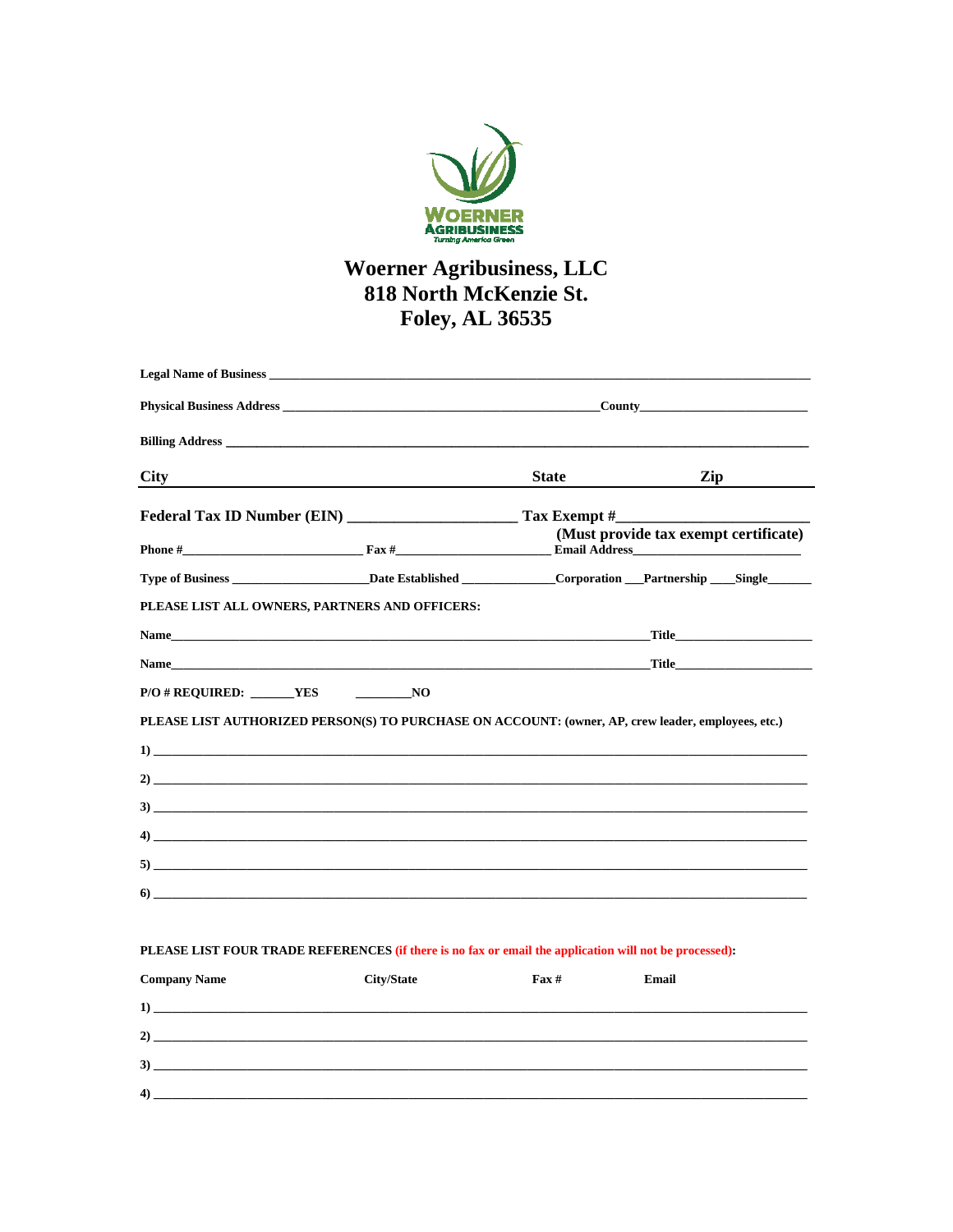WOERNER AGRIBUSINESS
Turning America Green

# Woerner Agribusiness, LLC
# 818 North McKenzie St.
# Foley, AL 36535

**Legal Name of Business** ____________________________________________

**Physical Business Address** ______________________________ **County** ________________

**Billing Address** ____________________________________________

**City** ______________________ **State** __________ **Zip** __________

**Federal Tax ID Number (EIN)** ____________________ **Tax Exempt #** ____________________

**(Must provide tax exempt certificate)**

**Phone #** ____________________ **Fax #** ____________________ **Email Address** ____________________

**Type of Business** ____________________ **Date Established** ______________ **Corporation** ___ **Partnership** ____ **Single** _______

**PLEASE LIST ALL OWNERS, PARTNERS AND OFFICERS:**

**Name** ________________________________________ **Title** ____________________

**Name** ________________________________________ **Title** ____________________

**P/O # REQUIRED:** _______ **YES** _________ **NO**

**PLEASE LIST AUTHORIZED PERSON(S) TO PURCHASE ON ACCOUNT: (owner, AP, crew leader, employees, etc.)**

**1)** ____________________________________________

**2)** ____________________________________________

**3)** ____________________________________________

**4)** ____________________________________________

**5)** ____________________________________________

**6)** ____________________________________________

**PLEASE LIST FOUR TRADE REFERENCES (if there is no fax or email the application will not be processed):**

| Company Name | City/State | Fax # | Email |
| --- | --- | --- | --- |
| 1) | | | |
| 2) | | | |
| 3) | | | |
| 4) | | | |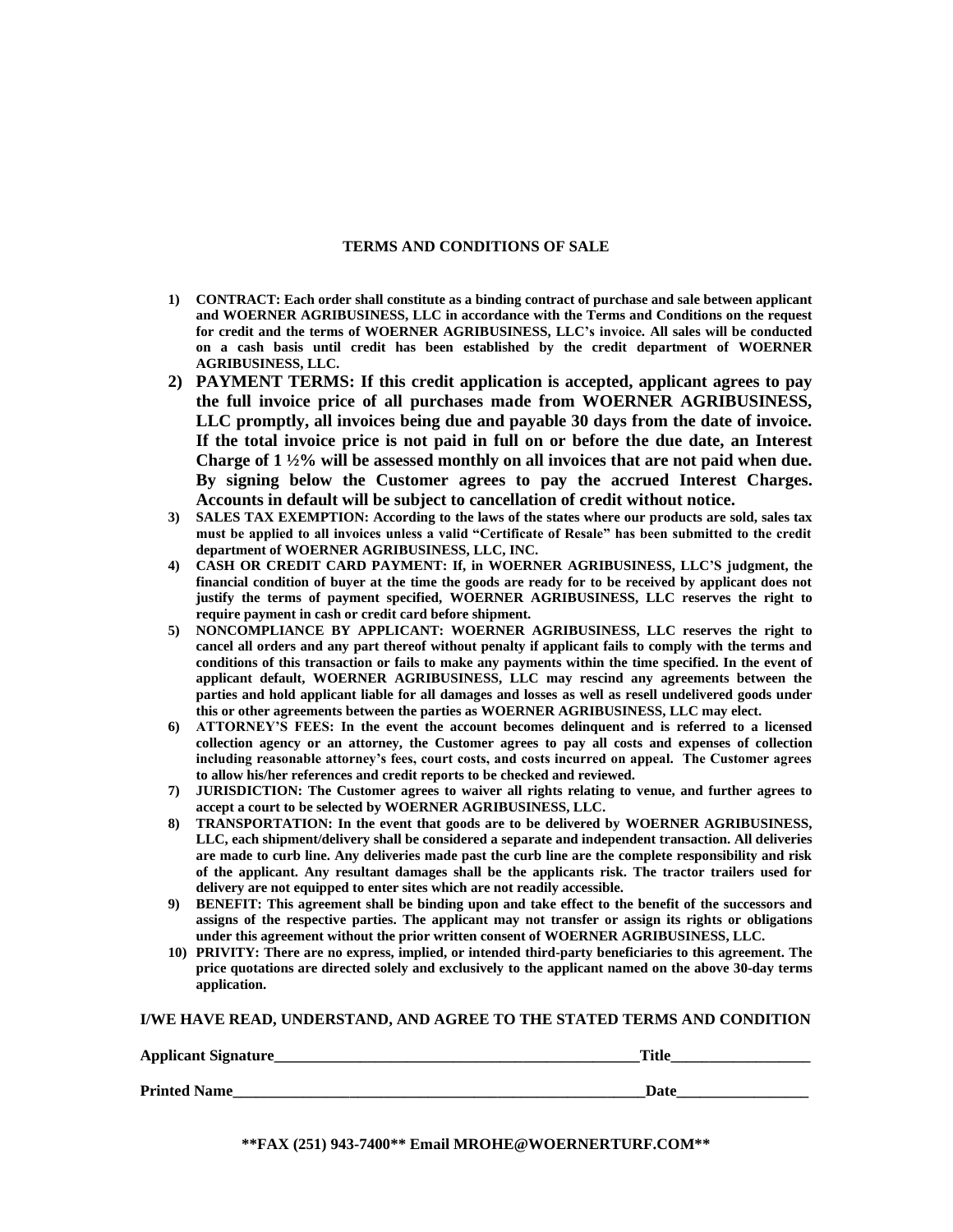## TERMS AND CONDITIONS OF SALE

1) **CONTRACT: Each order shall constitute as a binding contract of purchase and sale between applicant and WOERNER AGRIBUSINESS, LLC in accordance with the Terms and Conditions on the request for credit and the terms of WOERNER AGRIBUSINESS, LLC's invoice. All sales will be conducted on a cash basis until credit has been established by the credit department of WOERNER AGRIBUSINESS, LLC.**
2) **PAYMENT TERMS: If this credit application is accepted, applicant agrees to pay the full invoice price of all purchases made from WOERNER AGRIBUSINESS, LLC promptly, all invoices being due and payable 30 days from the date of invoice. If the total invoice price is not paid in full on or before the due date, an Interest Charge of 1 ½% will be assessed monthly on all invoices that are not paid when due. By signing below the Customer agrees to pay the accrued Interest Charges. Accounts in default will be subject to cancellation of credit without notice.**
3) **SALES TAX EXEMPTION: According to the laws of the states where our products are sold, sales tax must be applied to all invoices unless a valid "Certificate of Resale" has been submitted to the credit department of WOERNER AGRIBUSINESS, LLC, INC.**
4) **CASH OR CREDIT CARD PAYMENT: If, in WOERNER AGRIBUSINESS, LLC'S judgment, the financial condition of buyer at the time the goods are ready for to be received by applicant does not justify the terms of payment specified, WOERNER AGRIBUSINESS, LLC reserves the right to require payment in cash or credit card before shipment.**
5) **NONCOMPLIANCE BY APPLICANT: WOERNER AGRIBUSINESS, LLC reserves the right to cancel all orders and any part thereof without penalty if applicant fails to comply with the terms and conditions of this transaction or fails to make any payments within the time specified. In the event of applicant default, WOERNER AGRIBUSINESS, LLC may rescind any agreements between the parties and hold applicant liable for all damages and losses as well as resell undelivered goods under this or other agreements between the parties as WOERNER AGRIBUSINESS, LLC may elect.**
6) **ATTORNEY'S FEES: In the event the account becomes delinquent and is referred to a licensed collection agency or an attorney, the Customer agrees to pay all costs and expenses of collection including reasonable attorney's fees, court costs, and costs incurred on appeal. The Customer agrees to allow his/her references and credit reports to be checked and reviewed.**
7) **JURISDICTION: The Customer agrees to waiver all rights relating to venue, and further agrees to accept a court to be selected by WOERNER AGRIBUSINESS, LLC.**
8) **TRANSPORTATION: In the event that goods are to be delivered by WOERNER AGRIBUSINESS, LLC, each shipment/delivery shall be considered a separate and independent transaction. All deliveries are made to curb line. Any deliveries made past the curb line are the complete responsibility and risk of the applicant. Any resultant damages shall be the applicants risk. The tractor trailers used for delivery are not equipped to enter sites which are not readily accessible.**
9) **BENEFIT: This agreement shall be binding upon and take effect to the benefit of the successors and assigns of the respective parties. The applicant may not transfer or assign its rights or obligations under this agreement without the prior written consent of WOERNER AGRIBUSINESS, LLC.**
10) **PRIVITY: There are no express, implied, or intended third-party beneficiaries to this agreement. The price quotations are directed solely and exclusively to the applicant named on the above 30-day terms application.**

**I/WE HAVE READ, UNDERSTAND, AND AGREE TO THE STATED TERMS AND CONDITION**

**Applicant Signature__________________________________________________Title__________________**

**Printed Name__________________________________________________________Date_________________**

**\*\*FAX (251) 943-7400\*\* Email MROHE@WOERNERTURF.COM\*\***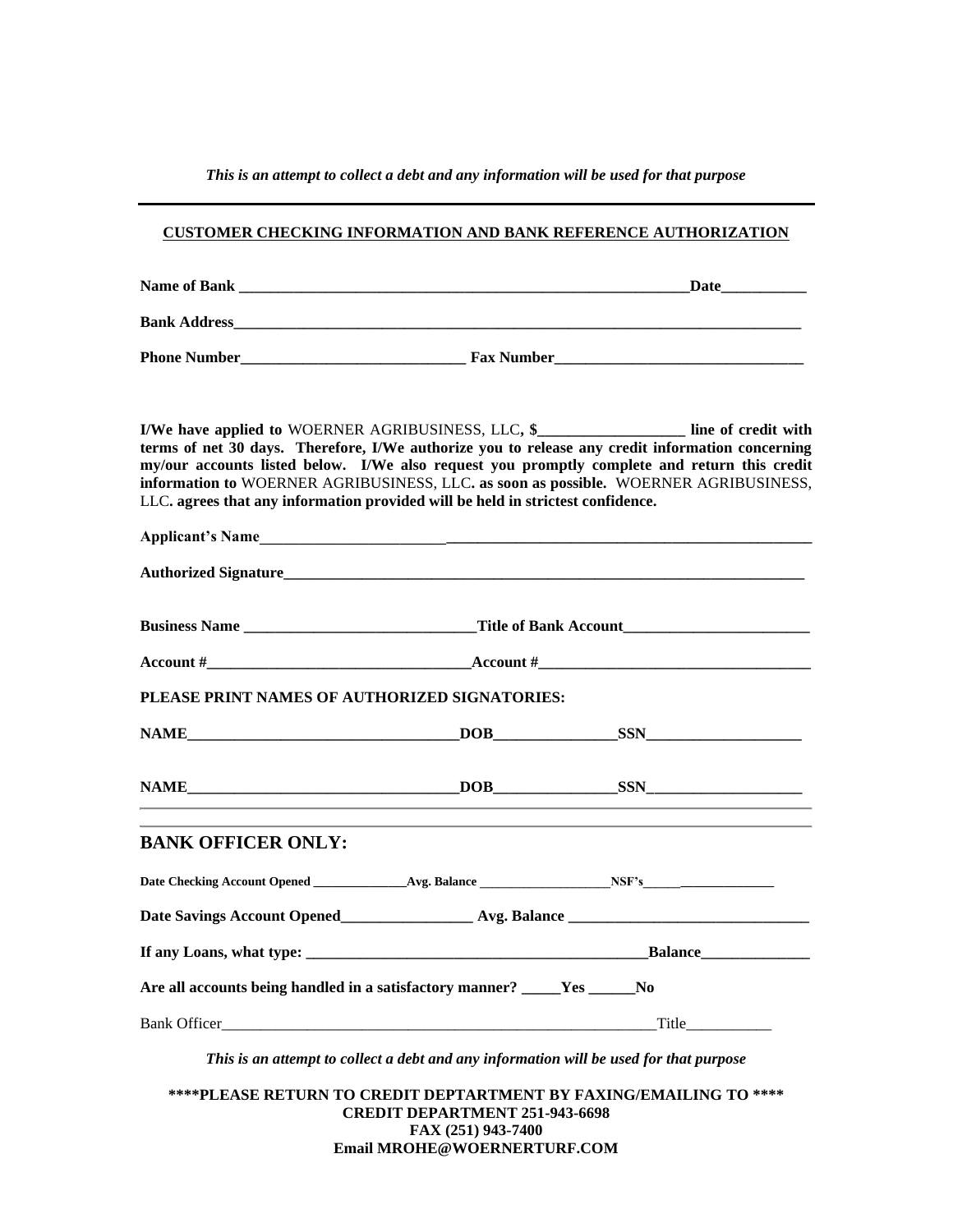*This is an attempt to collect a debt and any information will be used for that purpose*

---

## CUSTOMER CHECKING INFORMATION AND BANK REFERENCE AUTHORIZATION

**Name of Bank** ____________________________________________________________ **Date**___________

**Bank Address**_____________________________________________________________________________

**Phone Number**_____________________________ **Fax Number**________________________________

**I/We have applied to** WOERNER AGRIBUSINESS, LLC**, $**___________________ **line of credit with terms of net 30 days. Therefore, I/We authorize you to release any credit information concerning my/our accounts listed below. I/We also request you promptly complete and return this credit information to** WOERNER AGRIBUSINESS, LLC**. as soon as possible.** WOERNER AGRIBUSINESS, LLC**. agrees that any information provided will be held in strictest confidence.**

**Applicant's Name**_________________________________________________________________________

**Authorized Signature**_____________________________________________________________________

**Business Name** _____________________________ **Title of Bank Account**________________________

**Account #**_________________________________ **Account #**__________________________________

**PLEASE PRINT NAMES OF AUTHORIZED SIGNATORIES:**

**NAME**___________________________________ **DOB**________________ **SSN**____________________

**NAME**___________________________________ **DOB**________________ **SSN**____________________

---

## BANK OFFICER ONLY:

**Date Checking Account Opened** _______________ **Avg. Balance** _____________________ **NSF's**_____________________

**Date Savings Account Opened**_________________ **Avg. Balance** _______________________________

**If any Loans, what type:** ____________________________________________ **Balance**______________

**Are all accounts being handled in a satisfactory manner?** _____**Yes** ______**No**

Bank Officer__________________________________________________________Title___________

*This is an attempt to collect a debt and any information will be used for that purpose*

**\*\*\*\*PLEASE RETURN TO CREDIT DEPTARTMENT BY FAXING/EMAILING TO \*\*\*\***
**CREDIT DEPARTMENT 251-943-6698**
**FAX (251) 943-7400**
**Email MROHE@WOERNERTURF.COM**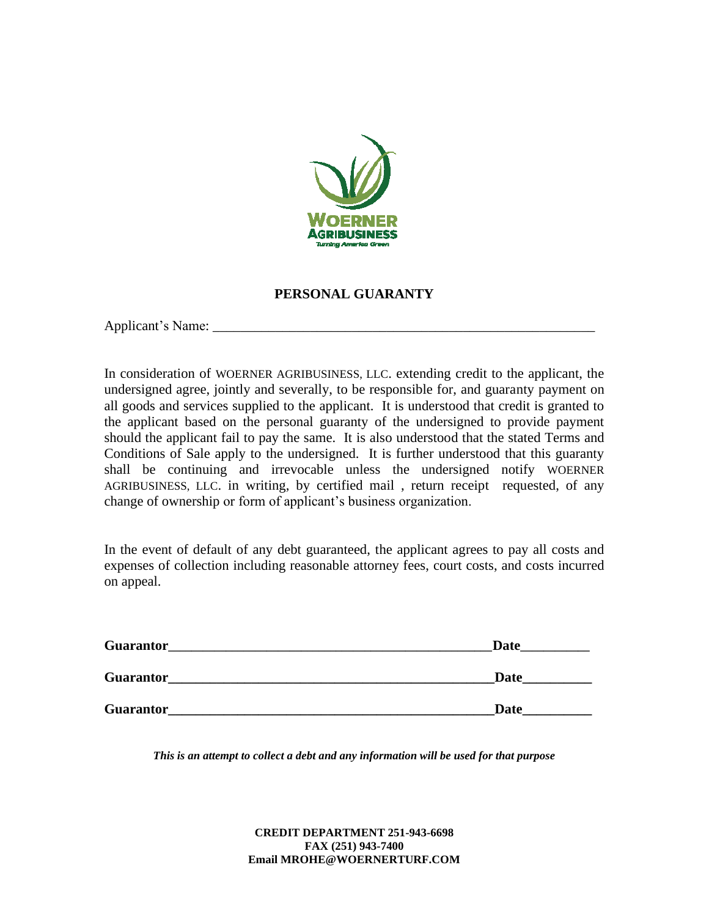WOERNER AGRIBUSINESS

*Turning America Green*

## PERSONAL GUARANTY

Applicant's Name: ________________________________________________________

In consideration of WOERNER AGRIBUSINESS, LLC. extending credit to the applicant, the undersigned agree, jointly and severally, to be responsible for, and guaranty payment on all goods and services supplied to the applicant. It is understood that credit is granted to the applicant based on the personal guaranty of the undersigned to provide payment should the applicant fail to pay the same. It is also understood that the stated Terms and Conditions of Sale apply to the undersigned. It is further understood that this guaranty shall be continuing and irrevocable unless the undersigned notify WOERNER AGRIBUSINESS, LLC. in writing, by certified mail , return receipt requested, of any change of ownership or form of applicant's business organization.

In the event of default of any debt guaranteed, the applicant agrees to pay all costs and expenses of collection including reasonable attorney fees, court costs, and costs incurred on appeal.

**Guarantor**________________________________________________**Date**__________

**Guarantor**________________________________________________**Date**__________

**Guarantor**________________________________________________**Date**__________

***This is an attempt to collect a debt and any information will be used for that purpose***

**CREDIT DEPARTMENT 251-943-6698**
**FAX (251) 943-7400**
**Email MROHE@WOERNERTURF.COM**